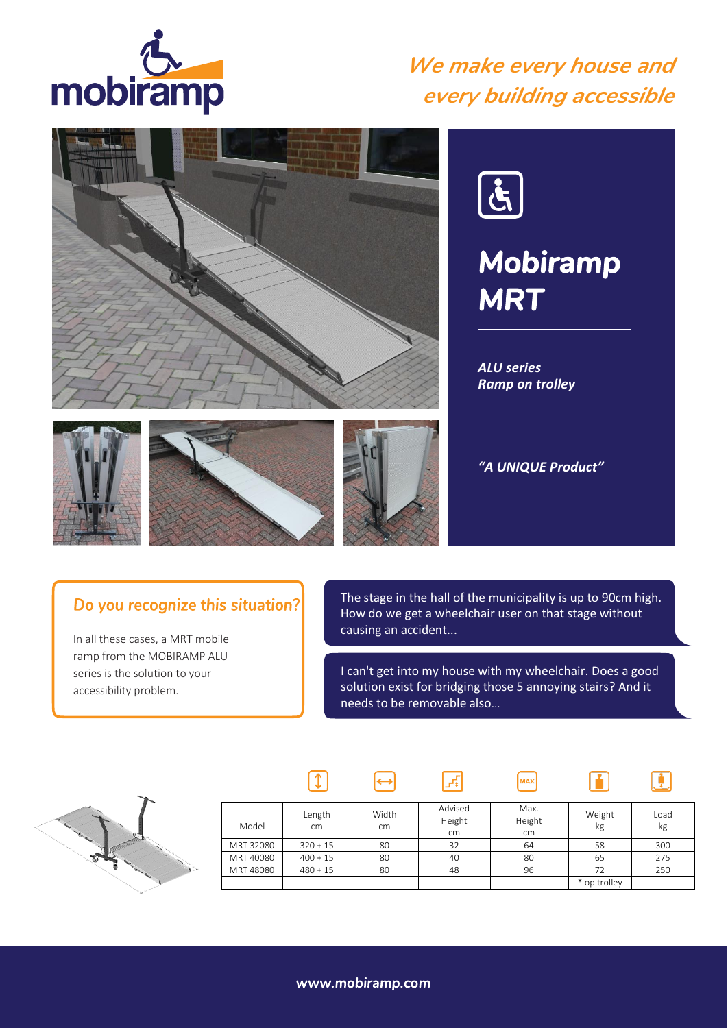**We make every house and every building accessible**

# Mobiramp MRT

***ALU series***
***Ramp on trolley***

***"A UNIQUE Product"***

## Do you recognize this situation?

In all these cases, a MRT mobile ramp from the MOBIRAMP ALU series is the solution to your accessibility problem.

The stage in the hall of the municipality is up to 90cm high. How do we get a wheelchair user on that stage without causing an accident...

I can't get into my house with my wheelchair. Does a good solution exist for bridging those 5 annoying stairs? And it needs to be removable also...

| Model | Length cm | Width cm | Advised Height cm | Max. Height cm | Weight kg | Load kg |
|---|---|---|---|---|---|---|
| MRT 32080 | 320 + 15 | 80 | 32 | 64 | 58 | 300 |
| MRT 40080 | 400 + 15 | 80 | 40 | 80 | 65 | 275 |
| MRT 48080 | 480 + 15 | 80 | 48 | 96 | 72 | 250 |
| | | | | | * op trolley | |

www.mobiramp.com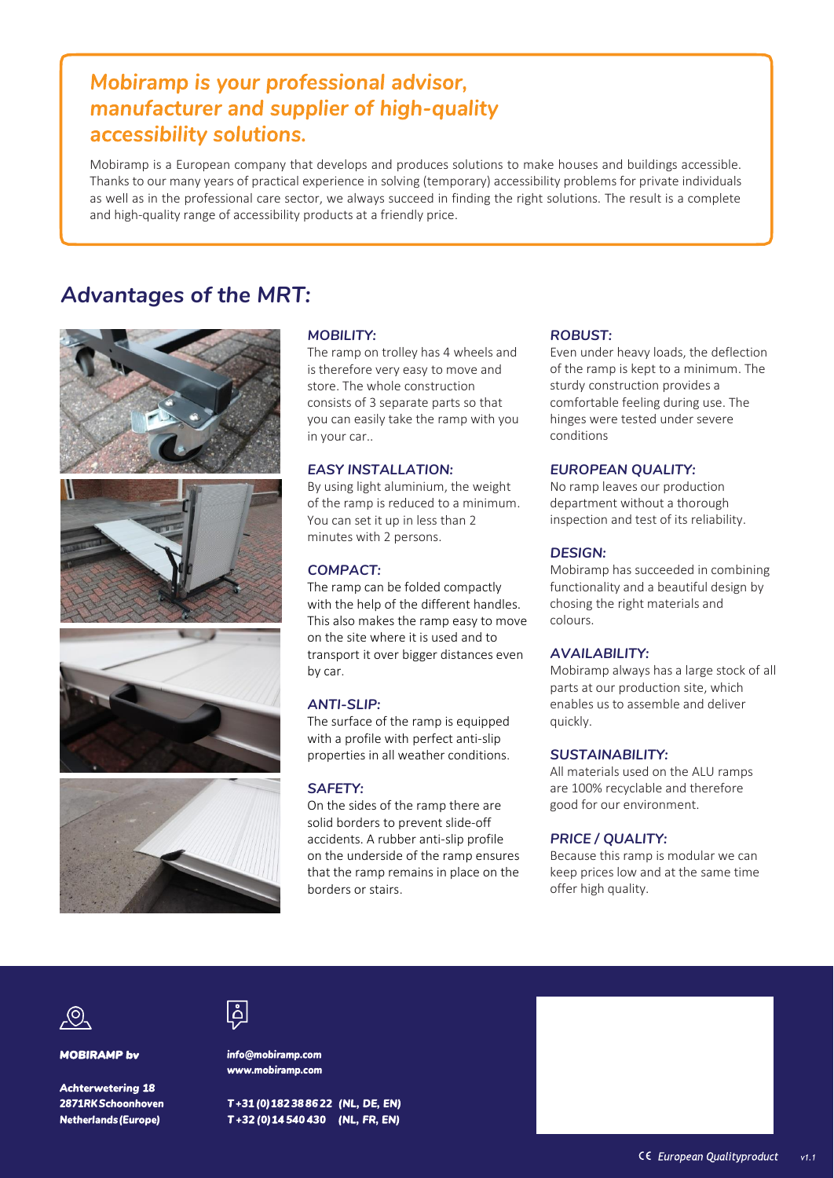## Mobiramp is your professional advisor, manufacturer and supplier of high-quality accessibility solutions.

Mobiramp is a European company that develops and produces solutions to make houses and buildings accessible. Thanks to our many years of practical experience in solving (temporary) accessibility problems for private individuals as well as in the professional care sector, we always succeed in finding the right solutions. The result is a complete and high-quality range of accessibility products at a friendly price.

## Advantages of the MRT:

### *MOBILITY:*

The ramp on trolley has 4 wheels and is therefore very easy to move and store. The whole construction consists of 3 separate parts so that you can easily take the ramp with you in your car..

### *EASY INSTALLATION:*

By using light aluminium, the weight of the ramp is reduced to a minimum. You can set it up in less than 2 minutes with 2 persons.

### *COMPACT:*

The ramp can be folded compactly with the help of the different handles. This also makes the ramp easy to move on the site where it is used and to transport it over bigger distances even by car.

### *ANTI-SLIP:*

The surface of the ramp is equipped with a profile with perfect anti-slip properties in all weather conditions.

### *SAFETY:*

On the sides of the ramp there are solid borders to prevent slide-off accidents. A rubber anti-slip profile on the underside of the ramp ensures that the ramp remains in place on the borders or stairs.

### *ROBUST:*

Even under heavy loads, the deflection of the ramp is kept to a minimum. The sturdy construction provides a comfortable feeling during use. The hinges were tested under severe conditions

### *EUROPEAN QUALITY:*

No ramp leaves our production department without a thorough inspection and test of its reliability.

### *DESIGN:*

Mobiramp has succeeded in combining functionality and a beautiful design by chosing the right materials and colours.

### *AVAILABILITY:*

Mobiramp always has a large stock of all parts at our production site, which enables us to assemble and deliver quickly.

### *SUSTAINABILITY:*

All materials used on the ALU ramps are 100% recyclable and therefore good for our environment.

### *PRICE / QUALITY:*

Because this ramp is modular we can keep prices low and at the same time offer high quality.

**MOBIRAMP bv**

**Achterwetering 18**
**2871RK Schoonhoven**
**Netherlands (Europe)**

**info@mobiramp.com**
**www.mobiramp.com**

**T +31 (0) 182 38 86 22 (NL, DE, EN)**
**T +32 (0) 14 540 430 (NL, FR, EN)**

CE *European Qualityproduct* v1.1